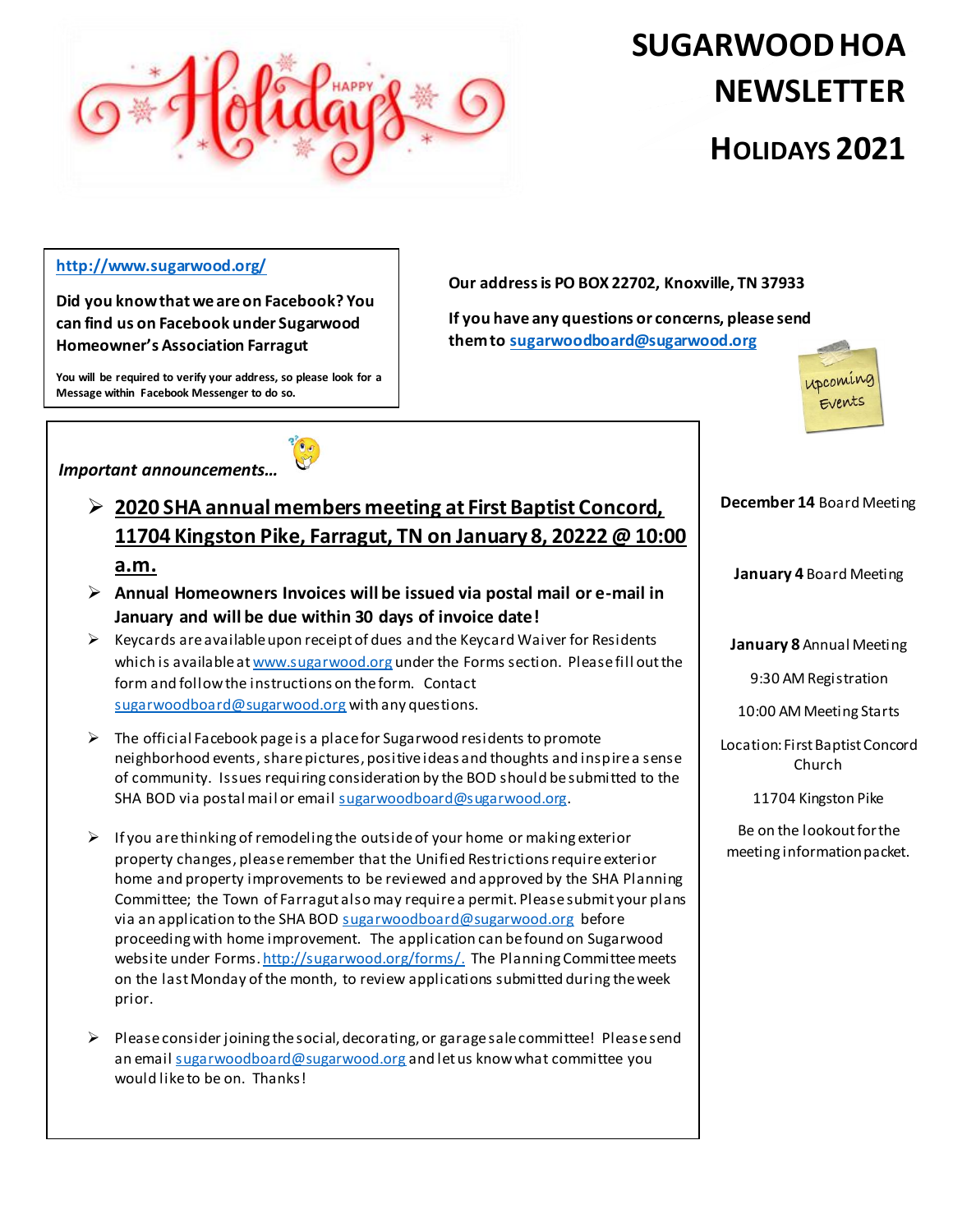# SUGARWOOD HOA NEWSLETTER

## HOLIDAYS 2021

http://www.sugarwood.org/

**Did you know that we are on Facebook? You can find us on Facebook under Sugarwood Homeowner's Association Farragut**

**You will be required to verify your address, so please look for a Message within Facebook Messenger to do so.**

**Our address is PO BOX 22702, Knoxville, TN 37933**

**If you have any questions or concerns, please send them to sugarwoodboard@sugarwood.org**

***Important announcements…***

- **2020 SHA annual members meeting at First Baptist Concord, 11704 Kingston Pike, Farragut, TN on January 8, 20222 @ 10:00 a.m.**
- **Annual Homeowners Invoices will be issued via postal mail or e-mail in January and will be due within 30 days of invoice date!**
- Keycards are available upon receipt of dues and the Keycard Waiver for Residents which is available at www.sugarwood.org under the Forms section. Please fill out the form and follow the instructions on the form. Contact sugarwoodboard@sugarwood.org with any questions.
- The official Facebook page is a place for Sugarwood residents to promote neighborhood events, share pictures, positive ideas and thoughts and inspire a sense of community. Issues requiring consideration by the BOD should be submitted to the SHA BOD via postal mail or email sugarwoodboard@sugarwood.org.
- If you are thinking of remodeling the outside of your home or making exterior property changes, please remember that the Unified Restrictions require exterior home and property improvements to be reviewed and approved by the SHA Planning Committee; the Town of Farragut also may require a permit. Please submit your plans via an application to the SHA BOD sugarwoodboard@sugarwood.org before proceeding with home improvement. The application can be found on Sugarwood website under Forms. http://sugarwood.org/forms/. The Planning Committee meets on the last Monday of the month, to review applications submitted during the week prior.
- Please consider joining the social, decorating, or garage sale committee! Please send an email sugarwoodboard@sugarwood.org and let us know what committee you would like to be on. Thanks!

Upcoming Events

**December 14** Board Meeting

**January 4** Board Meeting

**January 8** Annual Meeting

9:30 AM Registration

10:00 AM Meeting Starts

Location: First Baptist Concord Church

11704 Kingston Pike

Be on the lookout for the meeting information packet.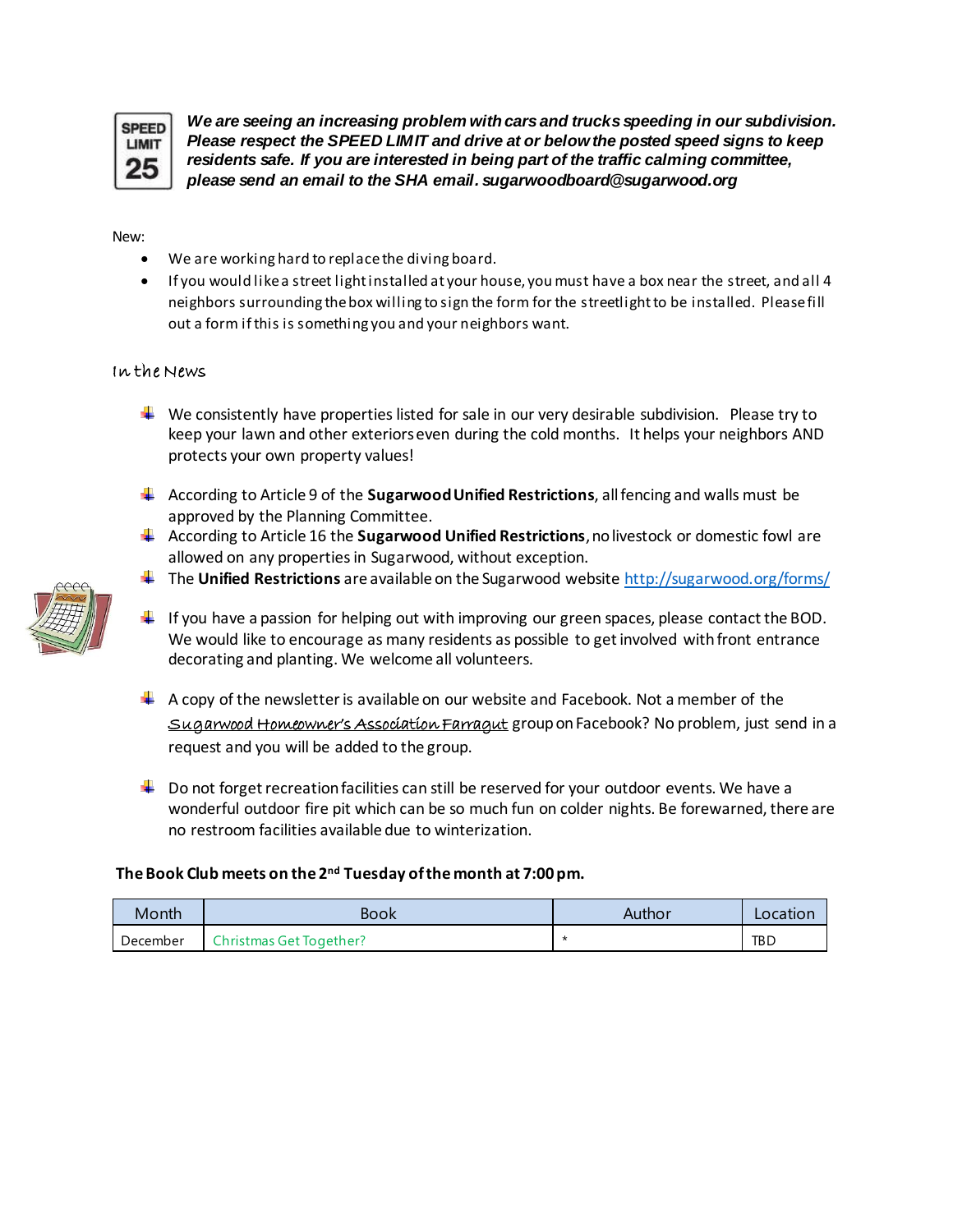***We are seeing an increasing problem with cars and trucks speeding in our subdivision. Please respect the SPEED LIMIT and drive at or below the posted speed signs to keep residents safe. If you are interested in being part of the traffic calming committee, please send an email to the SHA email. sugarwoodboard@sugarwood.org***

New:

- We are working hard to replace the diving board.
- If you would like a street light installed at your house, you must have a box near the street, and all 4 neighbors surrounding the box willing to sign the form for the streetlight to be installed. Please fill out a form if this is something you and your neighbors want.

## In the News

- We consistently have properties listed for sale in our very desirable subdivision. Please try to keep your lawn and other exteriors even during the cold months. It helps your neighbors AND protects your own property values!
- According to Article 9 of the **Sugarwood Unified Restrictions**, all fencing and walls must be approved by the Planning Committee.
- According to Article 16 the **Sugarwood Unified Restrictions**, no livestock or domestic fowl are allowed on any properties in Sugarwood, without exception.
- The **Unified Restrictions** are available on the Sugarwood website http://sugarwood.org/forms/
- If you have a passion for helping out with improving our green spaces, please contact the BOD. We would like to encourage as many residents as possible to get involved with front entrance decorating and planting. We welcome all volunteers.
- A copy of the newsletter is available on our website and Facebook. Not a member of the Sugarwood Homeowner's Association Farragut group on Facebook? No problem, just send in a request and you will be added to the group.
- Do not forget recreation facilities can still be reserved for your outdoor events. We have a wonderful outdoor fire pit which can be so much fun on colder nights. Be forewarned, there are no restroom facilities available due to winterization.

**The Book Club meets on the 2nd Tuesday of the month at 7:00 pm.**

| Month | Book | Author | Location |
|---|---|---|---|
| December | Christmas Get Together? | * | TBD |